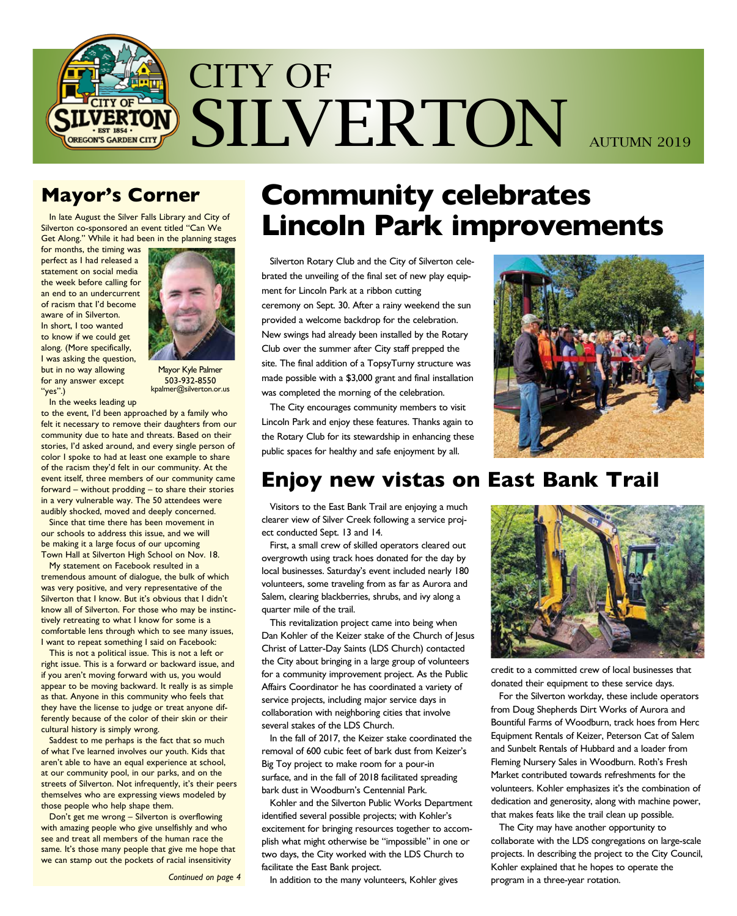# CITY OF SILVERTON

AUTUMN 2019

## Mayor's Corner

In late August the Silver Falls Library and City of Silverton co-sponsored an event titled "Can We Get Along." While it had been in the planning stages for months, the timing was perfect as I had released a statement on social media the week before calling for an end to an undercurrent of racism that I'd become aware of in Silverton. In short, I too wanted to know if we could get along. (More specifically, I was asking the question, but in no way allowing for any answer except "yes".)

Mayor Kyle Palmer
503-932-8550
kpalmer@silverton.or.us

In the weeks leading up to the event, I'd been approached by a family who felt it necessary to remove their daughters from our community due to hate and threats. Based on their stories, I'd asked around, and every single person of color I spoke to had at least one example to share of the racism they'd felt in our community. At the event itself, three members of our community came forward – without prodding – to share their stories in a very vulnerable way. The 50 attendees were audibly shocked, moved and deeply concerned.

Since that time there has been movement in our schools to address this issue, and we will be making it a large focus of our upcoming Town Hall at Silverton High School on Nov. 18.

My statement on Facebook resulted in a tremendous amount of dialogue, the bulk of which was very positive, and very representative of the Silverton that I know. But it's obvious that I didn't know all of Silverton. For those who may be instinctively retreating to what I know for some is a comfortable lens through which to see many issues, I want to repeat something I said on Facebook:

This is not a political issue. This is not a left or right issue. This is a forward or backward issue, and if you aren't moving forward with us, you would appear to be moving backward. It really is as simple as that. Anyone in this community who feels that they have the license to judge or treat anyone differently because of the color of their skin or their cultural history is simply wrong.

Saddest to me perhaps is the fact that so much of what I've learned involves our youth. Kids that aren't able to have an equal experience at school, at our community pool, in our parks, and on the streets of Silverton. Not infrequently, it's their peers themselves who are expressing views modeled by those people who help shape them.

Don't get me wrong – Silverton is overflowing with amazing people who give unselfishly and who see and treat all members of the human race the same. It's those many people that give me hope that we can stamp out the pockets of racial insensitivity

*Continued on page 4*

# Community celebrates Lincoln Park improvements

Silverton Rotary Club and the City of Silverton celebrated the unveiling of the final set of new play equipment for Lincoln Park at a ribbon cutting ceremony on Sept. 30. After a rainy weekend the sun provided a welcome backdrop for the celebration. New swings had already been installed by the Rotary Club over the summer after City staff prepped the site. The final addition of a TopsyTurny structure was made possible with a $3,000 grant and final installation was completed the morning of the celebration.

The City encourages community members to visit Lincoln Park and enjoy these features. Thanks again to the Rotary Club for its stewardship in enhancing these public spaces for healthy and safe enjoyment by all.

# Enjoy new vistas on East Bank Trail

Visitors to the East Bank Trail are enjoying a much clearer view of Silver Creek following a service project conducted Sept. 13 and 14.

First, a small crew of skilled operators cleared out overgrowth using track hoes donated for the day by local businesses. Saturday's event included nearly 180 volunteers, some traveling from as far as Aurora and Salem, clearing blackberries, shrubs, and ivy along a quarter mile of the trail.

This revitalization project came into being when Dan Kohler of the Keizer stake of the Church of Jesus Christ of Latter-Day Saints (LDS Church) contacted the City about bringing in a large group of volunteers for a community improvement project. As the Public Affairs Coordinator he has coordinated a variety of service projects, including major service days in collaboration with neighboring cities that involve several stakes of the LDS Church.

In the fall of 2017, the Keizer stake coordinated the removal of 600 cubic feet of bark dust from Keizer's Big Toy project to make room for a pour-in surface, and in the fall of 2018 facilitated spreading bark dust in Woodburn's Centennial Park.

Kohler and the Silverton Public Works Department identified several possible projects; with Kohler's excitement for bringing resources together to accomplish what might otherwise be "impossible" in one or two days, the City worked with the LDS Church to facilitate the East Bank project.

In addition to the many volunteers, Kohler gives credit to a committed crew of local businesses that donated their equipment to these service days.

For the Silverton workday, these include operators from Doug Shepherds Dirt Works of Aurora and Bountiful Farms of Woodburn, track hoes from Herc Equipment Rentals of Keizer, Peterson Cat of Salem and Sunbelt Rentals of Hubbard and a loader from Fleming Nursery Sales in Woodburn. Roth's Fresh Market contributed towards refreshments for the volunteers. Kohler emphasizes it's the combination of dedication and generosity, along with machine power, that makes feats like the trail clean up possible.

The City may have another opportunity to collaborate with the LDS congregations on large-scale projects. In describing the project to the City Council, Kohler explained that he hopes to operate the program in a three-year rotation.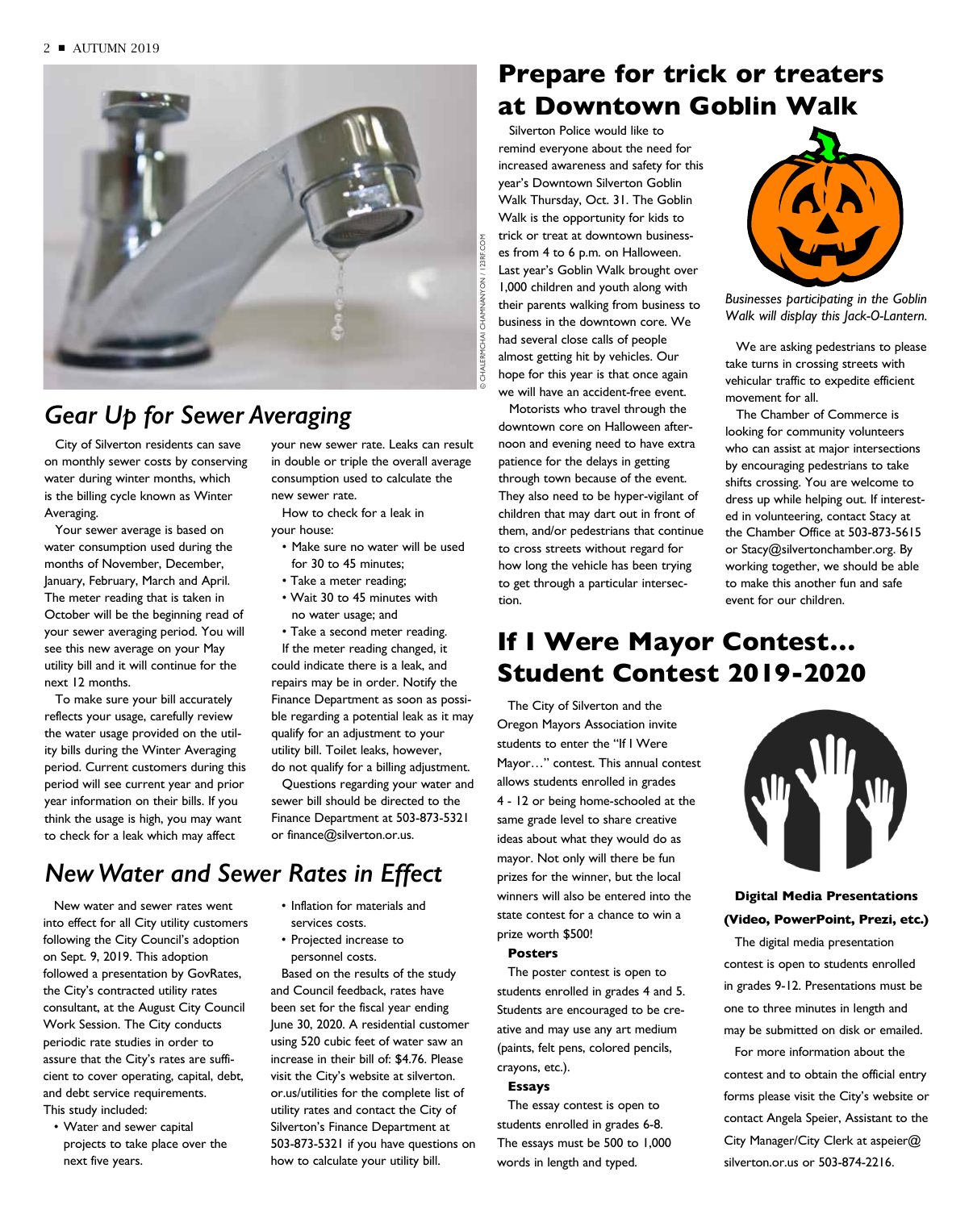## *Gear Up for Sewer Averaging*

City of Silverton residents can save on monthly sewer costs by conserving water during winter months, which is the billing cycle known as Winter Averaging.

Your sewer average is based on water consumption used during the months of November, December, January, February, March and April. The meter reading that is taken in October will be the beginning read of your sewer averaging period. You will see this new average on your May utility bill and it will continue for the next 12 months.

To make sure your bill accurately reflects your usage, carefully review the water usage provided on the utility bills during the Winter Averaging period. Current customers during this period will see current year and prior year information on their bills. If you think the usage is high, you may want to check for a leak which may affect your new sewer rate. Leaks can result in double or triple the overall average consumption used to calculate the new sewer rate.

How to check for a leak in your house:

- Make sure no water will be used for 30 to 45 minutes;
- Take a meter reading;
- Wait 30 to 45 minutes with no water usage; and
- Take a second meter reading.

If the meter reading changed, it could indicate there is a leak, and repairs may be in order. Notify the Finance Department as soon as possible regarding a potential leak as it may qualify for an adjustment to your utility bill. Toilet leaks, however, do not qualify for a billing adjustment.

Questions regarding your water and sewer bill should be directed to the Finance Department at 503-873-5321 or finance@silverton.or.us.

## *New Water and Sewer Rates in Effect*

New water and sewer rates went into effect for all City utility customers following the City Council's adoption on Sept. 9, 2019. This adoption followed a presentation by GovRates, the City's contracted utility rates consultant, at the August City Council Work Session. The City conducts periodic rate studies in order to assure that the City's rates are sufficient to cover operating, capital, debt, and debt service requirements. This study included:

- Water and sewer capital projects to take place over the next five years.
- Inflation for materials and services costs.
- Projected increase to personnel costs.

Based on the results of the study and Council feedback, rates have been set for the fiscal year ending June 30, 2020. A residential customer using 520 cubic feet of water saw an increase in their bill of: $4.76. Please visit the City's website at silverton.or.us/utilities for the complete list of utility rates and contact the City of Silverton's Finance Department at 503-873-5321 if you have questions on how to calculate your utility bill.

## Prepare for trick or treaters at Downtown Goblin Walk

Silverton Police would like to remind everyone about the need for increased awareness and safety for this year's Downtown Silverton Goblin Walk Thursday, Oct. 31. The Goblin Walk is the opportunity for kids to trick or treat at downtown businesses from 4 to 6 p.m. on Halloween. Last year's Goblin Walk brought over 1,000 children and youth along with their parents walking from business to business in the downtown core. We had several close calls of people almost getting hit by vehicles. Our hope for this year is that once again we will have an accident-free event.

Motorists who travel through the downtown core on Halloween afternoon and evening need to have extra patience for the delays in getting through town because of the event. They also need to be hyper-vigilant of children that may dart out in front of them, and/or pedestrians that continue to cross streets without regard for how long the vehicle has been trying to get through a particular intersection.

*Businesses participating in the Goblin Walk will display this Jack-O-Lantern.*

We are asking pedestrians to please take turns in crossing streets with vehicular traffic to expedite efficient movement for all.

The Chamber of Commerce is looking for community volunteers who can assist at major intersections by encouraging pedestrians to take shifts crossing. You are welcome to dress up while helping out. If interested in volunteering, contact Stacy at the Chamber Office at 503-873-5615 or Stacy@silvertonchamber.org. By working together, we should be able to make this another fun and safe event for our children.

## If I Were Mayor Contest... Student Contest 2019-2020

The City of Silverton and the Oregon Mayors Association invite students to enter the "If I Were Mayor…" contest. This annual contest allows students enrolled in grades 4 - 12 or being home-schooled at the same grade level to share creative ideas about what they would do as mayor. Not only will there be fun prizes for the winner, but the local winners will also be entered into the state contest for a chance to win a prize worth $500!

**Posters**

The poster contest is open to students enrolled in grades 4 and 5. Students are encouraged to be creative and may use any art medium (paints, felt pens, colored pencils, crayons, etc.).

**Essays**

The essay contest is open to students enrolled in grades 6-8. The essays must be 500 to 1,000 words in length and typed.

**Digital Media Presentations (Video, PowerPoint, Prezi, etc.)**

The digital media presentation contest is open to students enrolled in grades 9-12. Presentations must be one to three minutes in length and may be submitted on disk or emailed.

For more information about the contest and to obtain the official entry forms please visit the City's website or contact Angela Speier, Assistant to the City Manager/City Clerk at aspeier@silverton.or.us or 503-874-2216.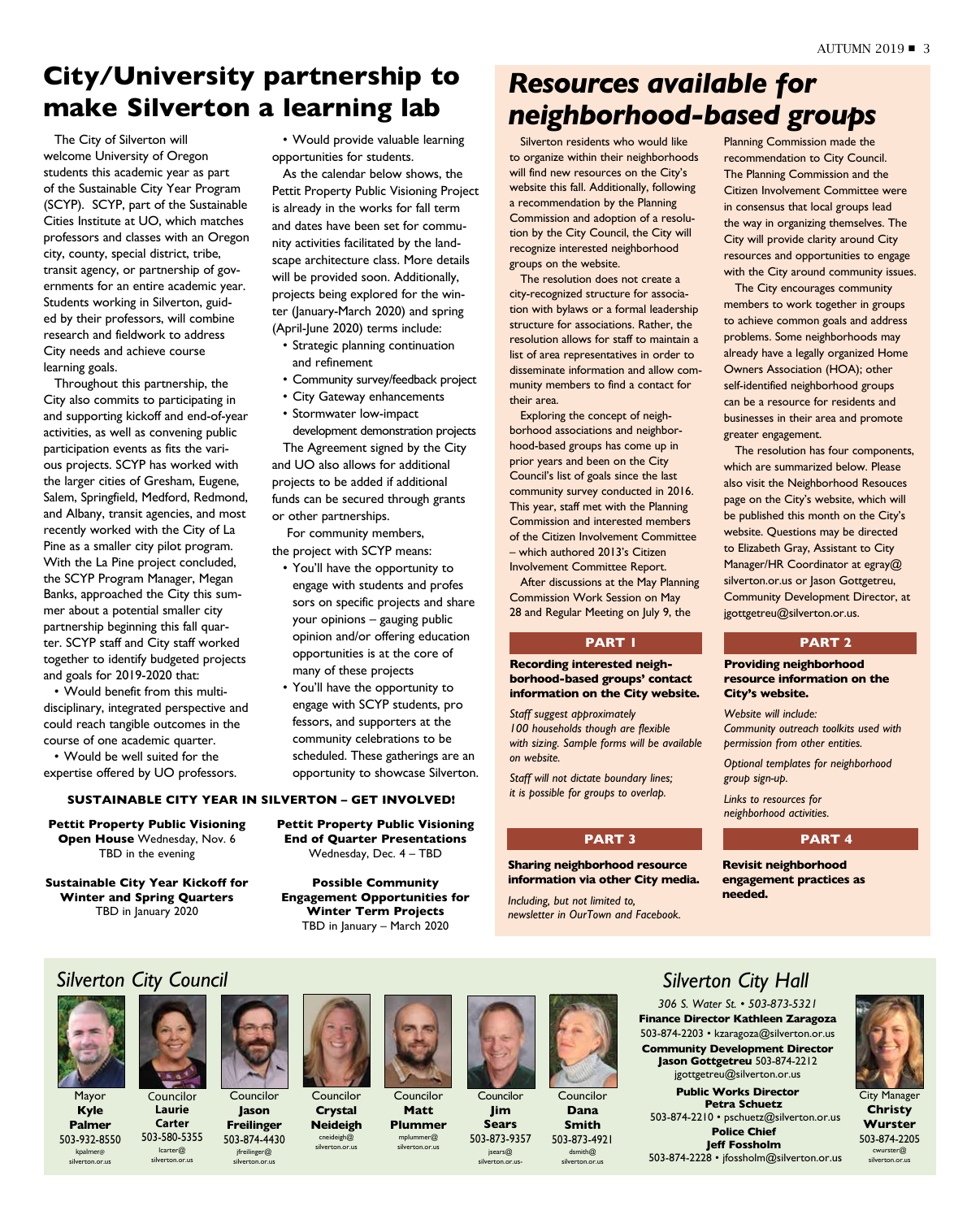# City/University partnership to make Silverton a learning lab

The City of Silverton will welcome University of Oregon students this academic year as part of the Sustainable City Year Program (SCYP). SCYP, part of the Sustainable Cities Institute at UO, which matches professors and classes with an Oregon city, county, special district, tribe, transit agency, or partnership of governments for an entire academic year. Students working in Silverton, guided by their professors, will combine research and fieldwork to address City needs and achieve course learning goals.

Throughout this partnership, the City also commits to participating in and supporting kickoff and end-of-year activities, as well as convening public participation events as fits the various projects. SCYP has worked with the larger cities of Gresham, Eugene, Salem, Springfield, Medford, Redmond, and Albany, transit agencies, and most recently worked with the City of La Pine as a smaller city pilot program. With the La Pine project concluded, the SCYP Program Manager, Megan Banks, approached the City this summer about a potential smaller city partnership beginning this fall quarter. SCYP staff and City staff worked together to identify budgeted projects and goals for 2019-2020 that:

- Would benefit from this multi-disciplinary, integrated perspective and could reach tangible outcomes in the course of one academic quarter.
- Would be well suited for the expertise offered by UO professors.
- Would provide valuable learning opportunities for students.

As the calendar below shows, the Pettit Property Public Visioning Project is already in the works for fall term and dates have been set for community activities facilitated by the landscape architecture class. More details will be provided soon. Additionally, projects being explored for the winter (January-March 2020) and spring (April-June 2020) terms include:

- Strategic planning continuation and refinement
- Community survey/feedback project
- City Gateway enhancements
- Stormwater low-impact development demonstration projects

The Agreement signed by the City and UO also allows for additional projects to be added if additional funds can be secured through grants or other partnerships.

For community members, the project with SCYP means:

- You'll have the opportunity to engage with students and professors on specific projects and share your opinions – gauging public opinion and/or offering education opportunities is at the core of many of these projects
- You'll have the opportunity to engage with SCYP students, professors, and supporters at the community celebrations to be scheduled. These gatherings are an opportunity to showcase Silverton.

### SUSTAINABLE CITY YEAR IN SILVERTON – GET INVOLVED!

**Pettit Property Public Visioning Open House** Wednesday, Nov. 6
TBD in the evening

**Pettit Property Public Visioning End of Quarter Presentations**
Wednesday, Dec. 4 – TBD

**Sustainable City Year Kickoff for Winter and Spring Quarters**
TBD in January 2020

**Possible Community Engagement Opportunities for Winter Term Projects**
TBD in January – March 2020

# Resources available for neighborhood-based groups

Silverton residents who would like to organize within their neighborhoods will find new resources on the City's website this fall. Additionally, following a recommendation by the Planning Commission and adoption of a resolution by the City Council, the City will recognize interested neighborhood groups on the website.

The resolution does not create a city-recognized structure for association with bylaws or a formal leadership structure for associations. Rather, the resolution allows for staff to maintain a list of area representatives in order to disseminate information and allow community members to find a contact for their area.

Exploring the concept of neighborhood associations and neighborhood-based groups has come up in prior years and been on the City Council's list of goals since the last community survey conducted in 2016. This year, staff met with the Planning Commission and interested members of the Citizen Involvement Committee – which authored 2013's Citizen Involvement Committee Report.

After discussions at the May Planning Commission Work Session on May 28 and Regular Meeting on July 9, the Planning Commission made the recommendation to City Council. The Planning Commission and the Citizen Involvement Committee were in consensus that local groups lead the way in organizing themselves. The City will provide clarity around City resources and opportunities to engage with the City around community issues.

The City encourages community members to work together in groups to achieve common goals and address problems. Some neighborhoods may already have a legally organized Home Owners Association (HOA); other self-identified neighborhood groups can be a resource for residents and businesses in their area and promote greater engagement.

The resolution has four components, which are summarized below. Please also visit the Neighborhood Resouces page on the City's website, which will be published this month on the City's website. Questions may be directed to Elizabeth Gray, Assistant to City Manager/HR Coordinator at egray@silverton.or.us or Jason Gottgetreu, Community Development Director, at jgottgetreu@silverton.or.us.

### PART 1

**Recording interested neighborhood-based groups' contact information on the City website.**

*Staff suggest approximately 100 households though are flexible with sizing. Sample forms will be available on website.*

*Staff will not dictate boundary lines; it is possible for groups to overlap.*

### PART 2

**Providing neighborhood resource information on the City's website.**

*Website will include:*
*Community outreach toolkits used with permission from other entities.*

*Optional templates for neighborhood group sign-up.*

*Links to resources for neighborhood activities.*

### PART 3

**Sharing neighborhood resource information via other City media.**

*Including, but not limited to, newsletter in OurTown and Facebook.*

### PART 4

**Revisit neighborhood engagement practices as needed.**

## Silverton City Council

- Mayor **Kyle Palmer** 503-932-8550 kpalmer@silverton.or.us
- Councilor **Laurie Carter** 503-580-5355 lcarter@silverton.or.us
- Councilor **Jason Freilinger** 503-874-4430 jfreilinger@silverton.or.us
- Councilor **Crystal Neideigh** cneideigh@silverton.or.us
- Councilor **Matt Plummer** mplummer@silverton.or.us
- Councilor **Jim Sears** 503-873-9357 jsears@silverton.or.us-
- Councilor **Dana Smith** 503-873-4921 dsmith@silverton.or.us

## Silverton City Hall

*306 S. Water St. • 503-873-5321*

**Finance Director Kathleen Zaragoza**
503-874-2203 • kzaragoza@silverton.or.us

**Community Development Director Jason Gottgetreu** 503-874-2212
jgottgetreu@silverton.or.us

**Public Works Director Petra Schuetz**
503-874-2210 • pschuetz@silverton.or.us

**Police Chief Jeff Fossholm**
503-874-2228 • jfossholm@silverton.or.us

City Manager **Christy Wurster** 503-874-2205 cwurster@silverton.or.us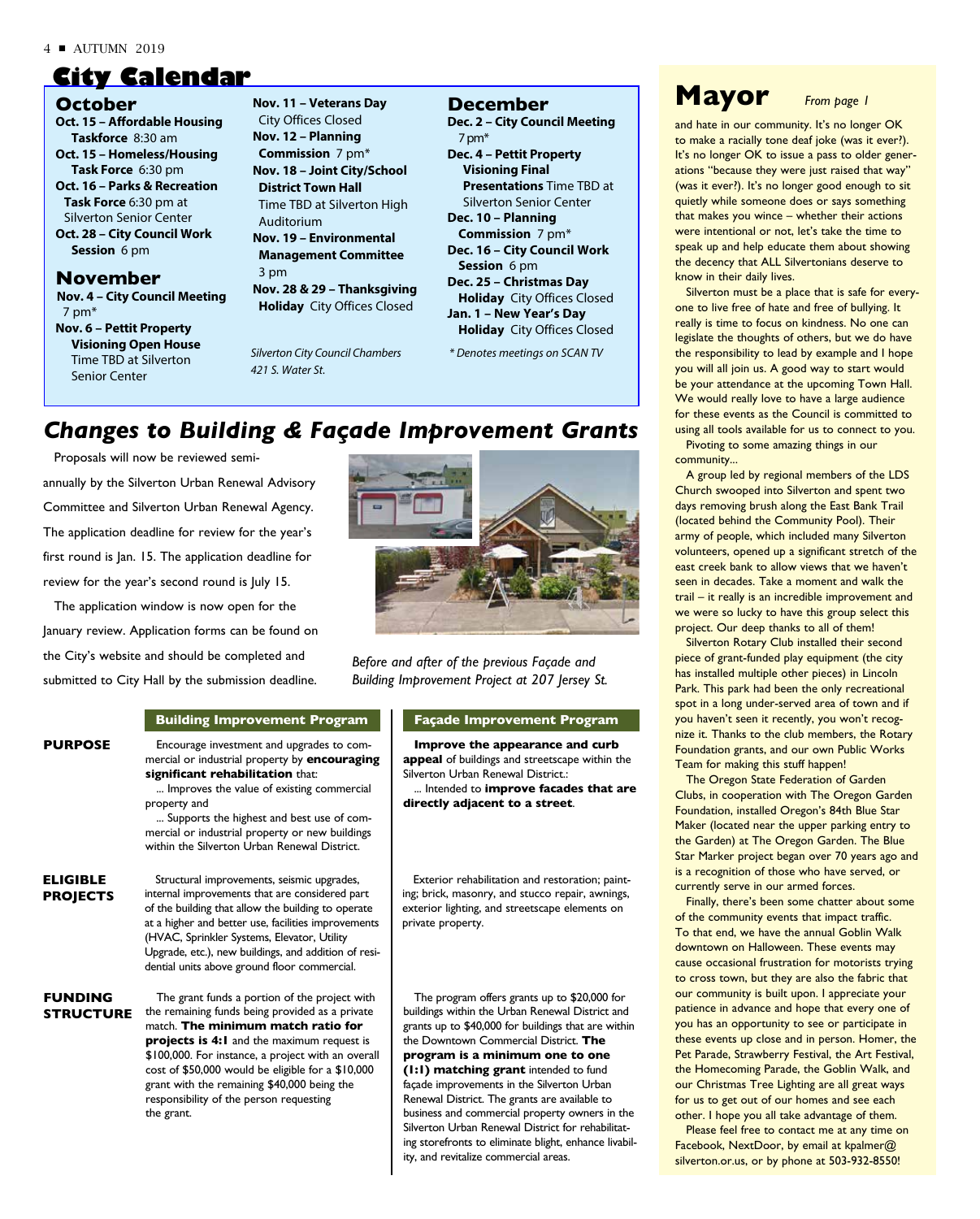# City Calendar

## October

**Oct. 15 – Affordable Housing Taskforce** 8:30 am

**Oct. 15 – Homeless/Housing Task Force** 6:30 pm

**Oct. 16 – Parks & Recreation Task Force** 6:30 pm at Silverton Senior Center

**Oct. 28 – City Council Work Session** 6 pm

## November

**Nov. 4 – City Council Meeting** 7 pm*

**Nov. 6 – Pettit Property Visioning Open House** Time TBD at Silverton Senior Center

**Nov. 11 – Veterans Day** City Offices Closed

**Nov. 12 – Planning Commission** 7 pm*

**Nov. 18 – Joint City/School District Town Hall** Time TBD at Silverton High Auditorium

**Nov. 19 – Environmental Management Committee** 3 pm

**Nov. 28 & 29 – Thanksgiving Holiday** City Offices Closed

*Silverton City Council Chambers*
*421 S. Water St.*

## December

**Dec. 2 – City Council Meeting** 7 pm*

**Dec. 4 – Pettit Property Visioning Final Presentations** Time TBD at Silverton Senior Center

**Dec. 10 – Planning Commission** 7 pm*

**Dec. 16 – City Council Work Session** 6 pm

**Dec. 25 – Christmas Day Holiday** City Offices Closed

**Jan. 1 – New Year's Day Holiday** City Offices Closed

*\* Denotes meetings on SCAN TV*

# Changes to Building & Façade Improvement Grants

Proposals will now be reviewed semi-annually by the Silverton Urban Renewal Advisory Committee and Silverton Urban Renewal Agency. The application deadline for review for the year's first round is Jan. 15. The application deadline for review for the year's second round is July 15.

The application window is now open for the January review. Application forms can be found on the City's website and should be completed and submitted to City Hall by the submission deadline.

*Before and after of the previous Façade and Building Improvement Project at 207 Jersey St.*

| | Building Improvement Program | Façade Improvement Program |
|---|---|---|
| **PURPOSE** | Encourage investment and upgrades to commercial or industrial property by **encouraging significant rehabilitation** that: ... Improves the value of existing commercial property and ... Supports the highest and best use of commercial or industrial property or new buildings within the Silverton Urban Renewal District. | **Improve the appearance and curb appeal** of buildings and streetscape within the Silverton Urban Renewal District.: ... Intended to **improve facades that are directly adjacent to a street**. |
| **ELIGIBLE PROJECTS** | Structural improvements, seismic upgrades, internal improvements that are considered part of the building that allow the building to operate at a higher and better use, facilities improvements (HVAC, Sprinkler Systems, Elevator, Utility Upgrade, etc.), new buildings, and addition of residential units above ground floor commercial. | Exterior rehabilitation and restoration; painting; brick, masonry, and stucco repair, awnings, exterior lighting, and streetscape elements on private property. |
| **FUNDING STRUCTURE** | The grant funds a portion of the project with the remaining funds being provided as a private match. **The minimum match ratio for projects is 4:1** and the maximum request is $100,000. For instance, a project with an overall cost of $50,000 would be eligible for a $10,000 grant with the remaining $40,000 being the responsibility of the person requesting the grant. | The program offers grants up to $20,000 for buildings within the Urban Renewal District and grants up to $40,000 for buildings that are within the Downtown Commercial District. **The program is a minimum one to one (1:1) matching grant** intended to fund façade improvements in the Silverton Urban Renewal District. The grants are available to business and commercial property owners in the Silverton Urban Renewal District for rehabilitating storefronts to eliminate blight, enhance livability, and revitalize commercial areas. |

# Mayor

*From page 1*

and hate in our community. It's no longer OK to make a racially tone deaf joke (was it ever?). It's no longer OK to issue a pass to older generations "because they were just raised that way" (was it ever?). It's no longer good enough to sit quietly while someone does or says something that makes you wince – whether their actions were intentional or not, let's take the time to speak up and help educate them about showing the decency that ALL Silvertonians deserve to know in their daily lives.

Silverton must be a place that is safe for everyone to live free of hate and free of bullying. It really is time to focus on kindness. No one can legislate the thoughts of others, but we do have the responsibility to lead by example and I hope you will all join us. A good way to start would be your attendance at the upcoming Town Hall. We would really love to have a large audience for these events as the Council is committed to using all tools available for us to connect to you.

Pivoting to some amazing things in our community...

A group led by regional members of the LDS Church swooped into Silverton and spent two days removing brush along the East Bank Trail (located behind the Community Pool). Their army of people, which included many Silverton volunteers, opened up a significant stretch of the east creek bank to allow views that we haven't seen in decades. Take a moment and walk the trail – it really is an incredible improvement and we were so lucky to have this group select this project. Our deep thanks to all of them!

Silverton Rotary Club installed their second piece of grant-funded play equipment (the city has installed multiple other pieces) in Lincoln Park. This park had been the only recreational spot in a long under-served area of town and if you haven't seen it recently, you won't recognize it. Thanks to the club members, the Rotary Foundation grants, and our own Public Works Team for making this stuff happen!

The Oregon State Federation of Garden Clubs, in cooperation with The Oregon Garden Foundation, installed Oregon's 84th Blue Star Maker (located near the upper parking entry to the Garden) at The Oregon Garden. The Blue Star Marker project began over 70 years ago and is a recognition of those who have served, or currently serve in our armed forces.

Finally, there's been some chatter about some of the community events that impact traffic. To that end, we have the annual Goblin Walk downtown on Halloween. These events may cause occasional frustration for motorists trying to cross town, but they are also the fabric that our community is built upon. I appreciate your patience in advance and hope that every one of you has an opportunity to see or participate in these events up close and in person. Homer, the Pet Parade, Strawberry Festival, the Art Festival, the Homecoming Parade, the Goblin Walk, and our Christmas Tree Lighting are all great ways for us to get out of our homes and see each other. I hope you all take advantage of them.

Please feel free to contact me at any time on Facebook, NextDoor, by email at kpalmer@silverton.or.us, or by phone at 503-932-8550!